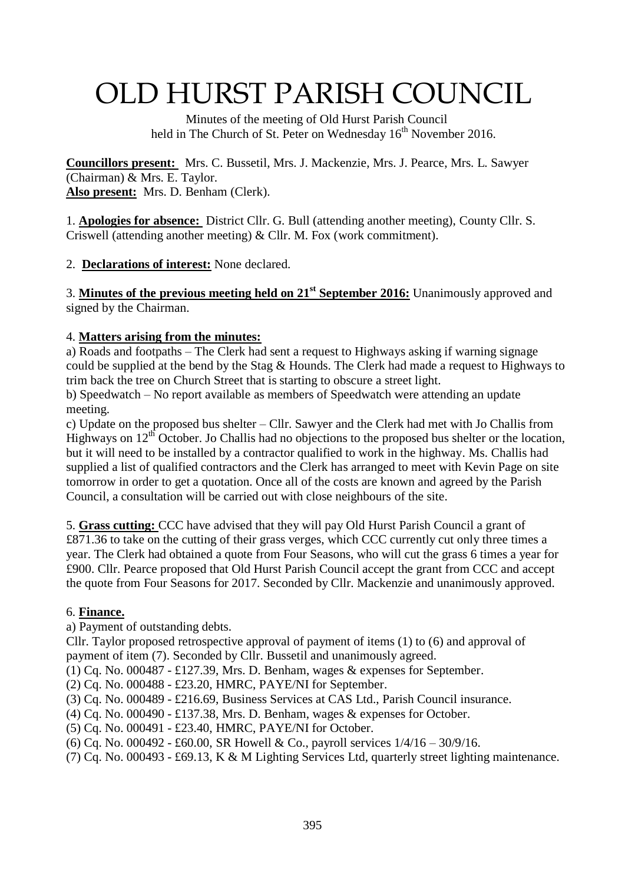# OLD HURST PARISH COUNCIL

Minutes of the meeting of Old Hurst Parish Council held in The Church of St. Peter on Wednesday 16th November 2016.

**Councillors present:** Mrs. C. Bussetil, Mrs. J. Mackenzie, Mrs. J. Pearce, Mrs. L. Sawyer (Chairman) & Mrs. E. Taylor.
**Also present:** Mrs. D. Benham (Clerk).

1. **Apologies for absence:** District Cllr. G. Bull (attending another meeting), County Cllr. S. Criswell (attending another meeting) & Cllr. M. Fox (work commitment).

2. **Declarations of interest:** None declared.

3. **Minutes of the previous meeting held on 21st September 2016:** Unanimously approved and signed by the Chairman.

4. **Matters arising from the minutes:**
a) Roads and footpaths – The Clerk had sent a request to Highways asking if warning signage could be supplied at the bend by the Stag & Hounds. The Clerk had made a request to Highways to trim back the tree on Church Street that is starting to obscure a street light.
b) Speedwatch – No report available as members of Speedwatch were attending an update meeting.
c) Update on the proposed bus shelter – Cllr. Sawyer and the Clerk had met with Jo Challis from Highways on 12th October. Jo Challis had no objections to the proposed bus shelter or the location, but it will need to be installed by a contractor qualified to work in the highway. Ms. Challis had supplied a list of qualified contractors and the Clerk has arranged to meet with Kevin Page on site tomorrow in order to get a quotation. Once all of the costs are known and agreed by the Parish Council, a consultation will be carried out with close neighbours of the site.

5. **Grass cutting:** CCC have advised that they will pay Old Hurst Parish Council a grant of £871.36 to take on the cutting of their grass verges, which CCC currently cut only three times a year. The Clerk had obtained a quote from Four Seasons, who will cut the grass 6 times a year for £900. Cllr. Pearce proposed that Old Hurst Parish Council accept the grant from CCC and accept the quote from Four Seasons for 2017. Seconded by Cllr. Mackenzie and unanimously approved.

6. **Finance.**
a) Payment of outstanding debts.
Cllr. Taylor proposed retrospective approval of payment of items (1) to (6) and approval of payment of item (7). Seconded by Cllr. Bussetil and unanimously agreed.
(1) Cq. No. 000487 - £127.39, Mrs. D. Benham, wages & expenses for September.
(2) Cq. No. 000488 - £23.20, HMRC, PAYE/NI for September.
(3) Cq. No. 000489 - £216.69, Business Services at CAS Ltd., Parish Council insurance.
(4) Cq. No. 000490 - £137.38, Mrs. D. Benham, wages & expenses for October.
(5) Cq. No. 000491 - £23.40, HMRC, PAYE/NI for October.
(6) Cq. No. 000492 - £60.00, SR Howell & Co., payroll services 1/4/16 – 30/9/16.
(7) Cq. No. 000493 - £69.13, K & M Lighting Services Ltd, quarterly street lighting maintenance.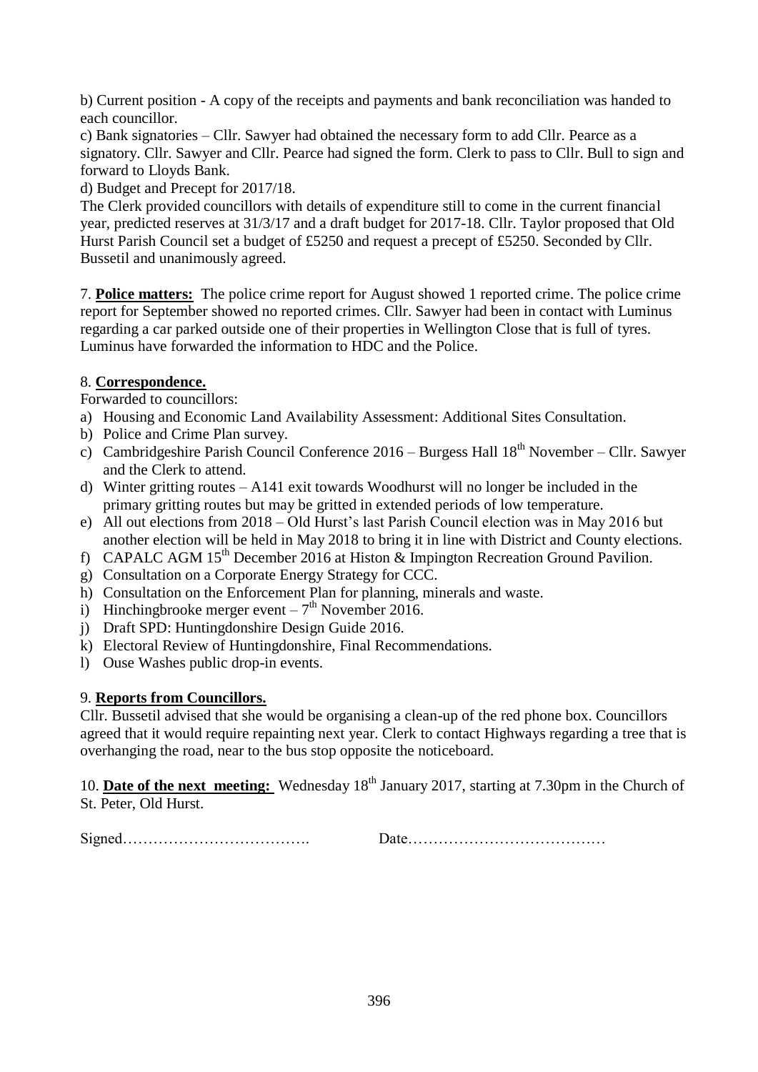b) Current position - A copy of the receipts and payments and bank reconciliation was handed to each councillor.

c) Bank signatories – Cllr. Sawyer had obtained the necessary form to add Cllr. Pearce as a signatory. Cllr. Sawyer and Cllr. Pearce had signed the form. Clerk to pass to Cllr. Bull to sign and forward to Lloyds Bank.

d) Budget and Precept for 2017/18.

The Clerk provided councillors with details of expenditure still to come in the current financial year, predicted reserves at 31/3/17 and a draft budget for 2017-18. Cllr. Taylor proposed that Old Hurst Parish Council set a budget of £5250 and request a precept of £5250. Seconded by Cllr. Bussetil and unanimously agreed.

7. **Police matters:** The police crime report for August showed 1 reported crime. The police crime report for September showed no reported crimes. Cllr. Sawyer had been in contact with Luminus regarding a car parked outside one of their properties in Wellington Close that is full of tyres. Luminus have forwarded the information to HDC and the Police.

8. **Correspondence.**

Forwarded to councillors:

a) Housing and Economic Land Availability Assessment: Additional Sites Consultation.
b) Police and Crime Plan survey.
c) Cambridgeshire Parish Council Conference 2016 – Burgess Hall 18th November – Cllr. Sawyer and the Clerk to attend.
d) Winter gritting routes – A141 exit towards Woodhurst will no longer be included in the primary gritting routes but may be gritted in extended periods of low temperature.
e) All out elections from 2018 – Old Hurst's last Parish Council election was in May 2016 but another election will be held in May 2018 to bring it in line with District and County elections.
f) CAPALC AGM 15th December 2016 at Histon & Impington Recreation Ground Pavilion.
g) Consultation on a Corporate Energy Strategy for CCC.
h) Consultation on the Enforcement Plan for planning, minerals and waste.
i) Hinchingbrooke merger event – 7th November 2016.
j) Draft SPD: Huntingdonshire Design Guide 2016.
k) Electoral Review of Huntingdonshire, Final Recommendations.
l) Ouse Washes public drop-in events.

9. **Reports from Councillors.**

Cllr. Bussetil advised that she would be organising a clean-up of the red phone box. Councillors agreed that it would require repainting next year. Clerk to contact Highways regarding a tree that is overhanging the road, near to the bus stop opposite the noticeboard.

10. **Date of the next meeting:** Wednesday 18th January 2017, starting at 7.30pm in the Church of St. Peter, Old Hurst.

Signed………………………………. Date…………………………………